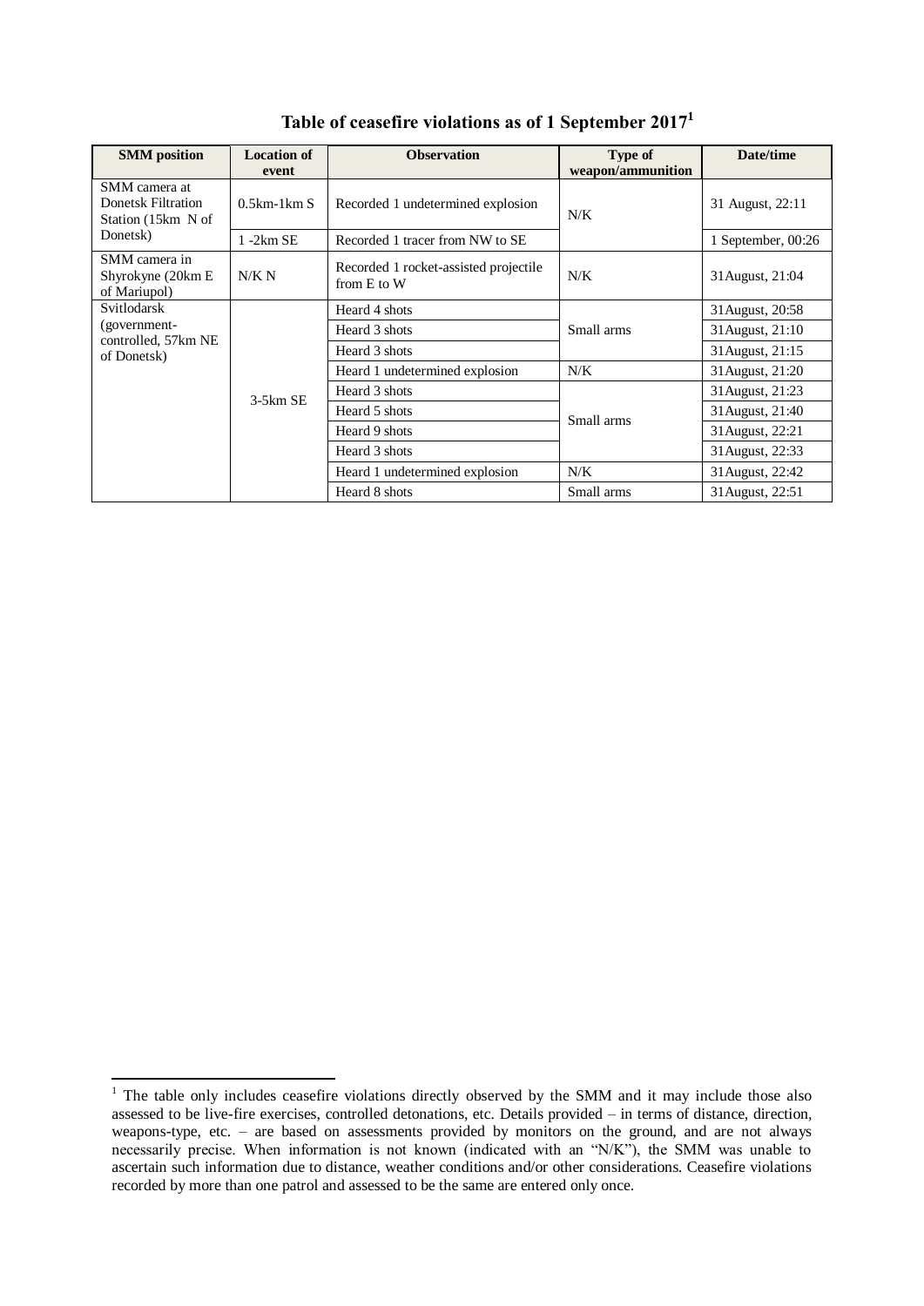# Table of ceasefire violations as of 1 September 2017[1]

| SMM position | Location of event | Observation | Type of weapon/ammunition | Date/time |
|---|---|---|---|---|
| SMM camera at Donetsk Filtration Station (15km N of Donetsk) | 0.5km-1km S | Recorded 1 undetermined explosion | N/K | 31 August, 22:11 |
| | 1 -2km SE | Recorded 1 tracer from NW to SE | | 1 September, 00:26 |
| SMM camera in Shyrokyne (20km E of Mariupol) | N/K N | Recorded 1 rocket-assisted projectile from E to W | N/K | 31August, 21:04 |
| Svitlodarsk (government-controlled, 57km NE of Donetsk) | 3-5km SE | Heard 4 shots | Small arms | 31August, 20:58 |
| | | Heard 3 shots | | 31August, 21:10 |
| | | Heard 3 shots | | 31August, 21:15 |
| | | Heard 1 undetermined explosion | N/K | 31August, 21:20 |
| | | Heard 3 shots | Small arms | 31August, 21:23 |
| | | Heard 5 shots | | 31August, 21:40 |
| | | Heard 9 shots | | 31August, 22:21 |
| | | Heard 3 shots | | 31August, 22:33 |
| | | Heard 1 undetermined explosion | N/K | 31August, 22:42 |
| | | Heard 8 shots | Small arms | 31August, 22:51 |

[1] The table only includes ceasefire violations directly observed by the SMM and it may include those also assessed to be live-fire exercises, controlled detonations, etc. Details provided – in terms of distance, direction, weapons-type, etc. – are based on assessments provided by monitors on the ground, and are not always necessarily precise. When information is not known (indicated with an "N/K"), the SMM was unable to ascertain such information due to distance, weather conditions and/or other considerations. Ceasefire violations recorded by more than one patrol and assessed to be the same are entered only once.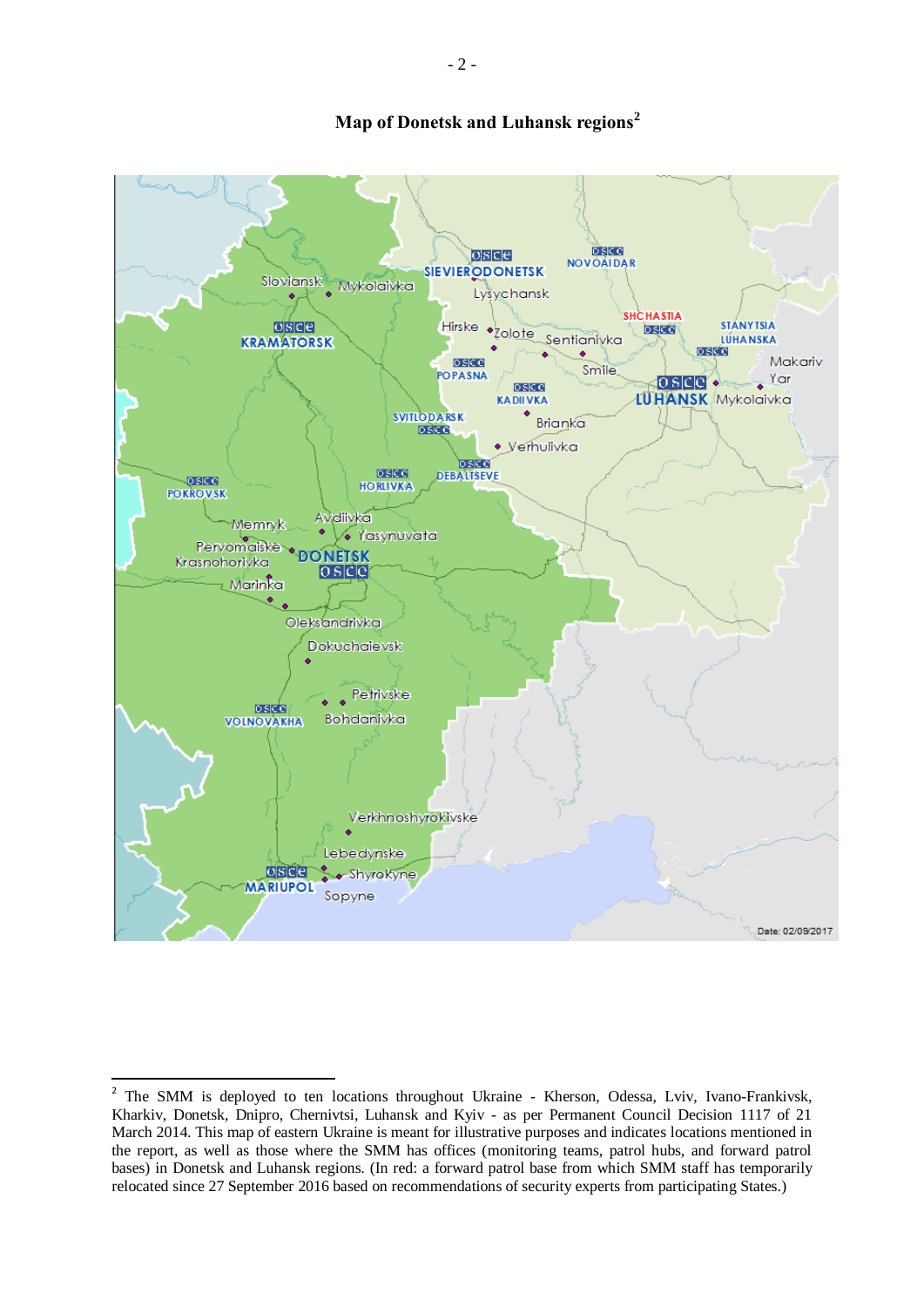## Map of Donetsk and Luhansk regions[2]

SIEVIERODONETSK
NOVOAIDAR
Sloviansk
Mykolaivka
Lysychansk
KRAMATORSK
SHCHASTIA
STANYTSIA LUHANSKA
Hirske
Zolote
Sentianivka
POPASNA
Makariv Yar
Smile
KADIIVKA
LUHANSK
Mykolaivka
SVITLODARSK
Brianka
Verhulivka
DEBALTSEVE
POKROVSK
HORLIVKA
Avdiivka
Memryk
Yasynuvata
Pervomaiske
DONETSK
Krasnohorivka
Marinka
Oleksandrivka
Dokuchaievsk
Petrivske
VOLNOVAKHA
Bohdanivka
Verkhnoshyrokivske
Lebedynske
MARIUPOL
Shyrokyne
Sopyne
Date: 02/09/2017

[2] The SMM is deployed to ten locations throughout Ukraine - Kherson, Odessa, Lviv, Ivano-Frankivsk, Kharkiv, Donetsk, Dnipro, Chernivtsi, Luhansk and Kyiv - as per Permanent Council Decision 1117 of 21 March 2014. This map of eastern Ukraine is meant for illustrative purposes and indicates locations mentioned in the report, as well as those where the SMM has offices (monitoring teams, patrol hubs, and forward patrol bases) in Donetsk and Luhansk regions. (In red: a forward patrol base from which SMM staff has temporarily relocated since 27 September 2016 based on recommendations of security experts from participating States.)